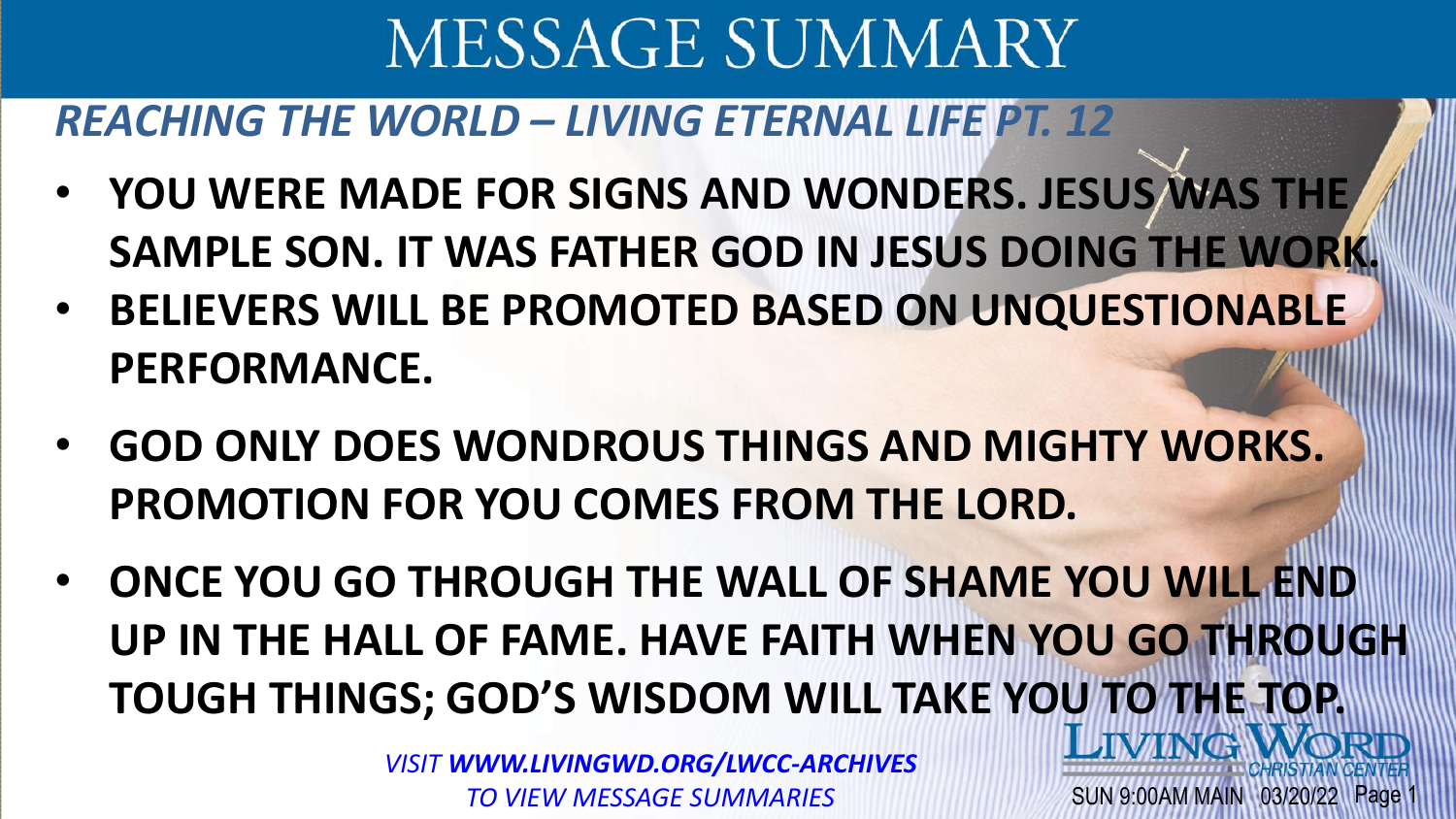# MESSAGE SUMMARY

## *REACHING THE WORLD – LIVING ETERNAL LIFE PT. 12*

- **YOU WERE MADE FOR SIGNS AND WONDERS. JESUS WAS THE SAMPLE SON. IT WAS FATHER GOD IN JESUS DOING THE WORK.**
- **BELIEVERS WILL BE PROMOTED BASED ON UNQUESTIONABLE PERFORMANCE.**
- **GOD ONLY DOES WONDROUS THINGS AND MIGHTY WORKS. PROMOTION FOR YOU COMES FROM THE LORD.**
- **ONCE YOU GO THROUGH THE WALL OF SHAME YOU WILL END UP IN THE HALL OF FAME. HAVE FAITH WHEN YOU GO THROUGH TOUGH THINGS; GOD'S WISDOM WILL TAKE YOU TO THE TOP.**

*VISIT **WWW.LIVINGWD.ORG/LWCC-ARCHIVES** TO VIEW MESSAGE SUMMARIES*

LIVING WORD CHRISTIAN CENTER

SUN 9:00AM MAIN 03/20/22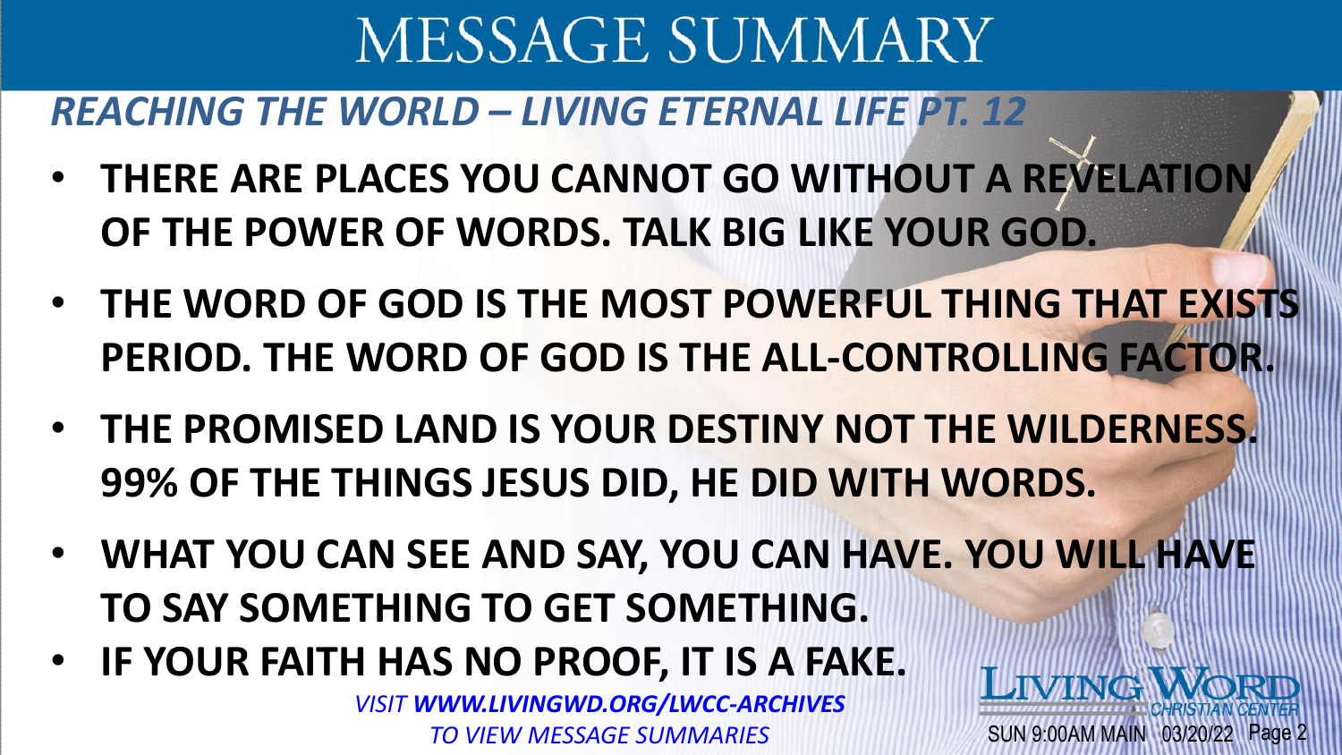# MESSAGE SUMMARY

## *REACHING THE WORLD – LIVING ETERNAL LIFE PT. 12*

- **THERE ARE PLACES YOU CANNOT GO WITHOUT A REVELATION OF THE POWER OF WORDS. TALK BIG LIKE YOUR GOD.**
- **THE WORD OF GOD IS THE MOST POWERFUL THING THAT EXISTS PERIOD. THE WORD OF GOD IS THE ALL-CONTROLLING FACTOR.**
- **THE PROMISED LAND IS YOUR DESTINY NOT THE WILDERNESS. 99% OF THE THINGS JESUS DID, HE DID WITH WORDS.**
- **WHAT YOU CAN SEE AND SAY, YOU CAN HAVE. YOU WILL HAVE TO SAY SOMETHING TO GET SOMETHING.**
- **IF YOUR FAITH HAS NO PROOF, IT IS A FAKE.**

*VISIT **WWW.LIVINGWD.ORG/LWCC-ARCHIVES** TO VIEW MESSAGE SUMMARIES*

LIVING WORD CHRISTIAN CENTER

SUN 9:00AM MAIN 03/20/22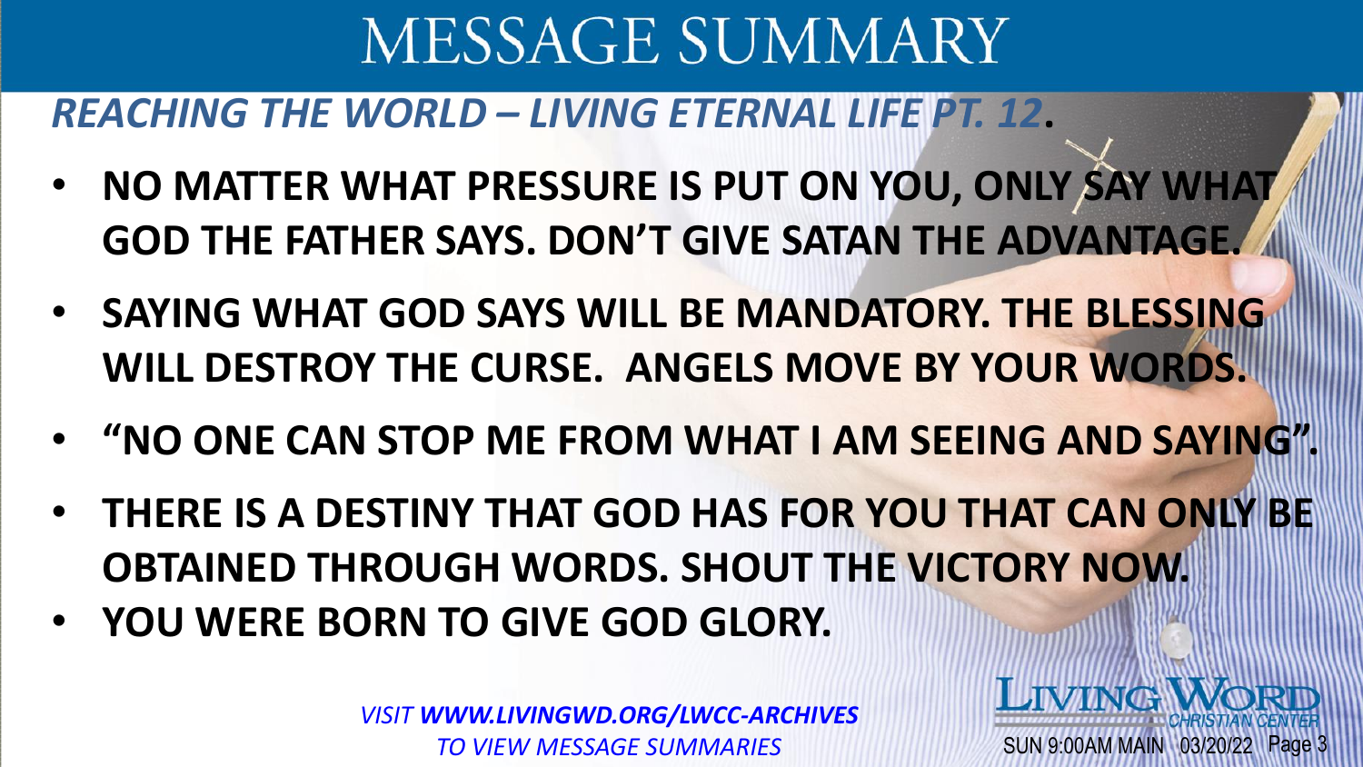# MESSAGE SUMMARY

*REACHING THE WORLD – LIVING ETERNAL LIFE PT. 12*.

- **NO MATTER WHAT PRESSURE IS PUT ON YOU, ONLY SAY WHAT GOD THE FATHER SAYS. DON'T GIVE SATAN THE ADVANTAGE.**
- **SAYING WHAT GOD SAYS WILL BE MANDATORY. THE BLESSING WILL DESTROY THE CURSE. ANGELS MOVE BY YOUR WORDS.**
- **"NO ONE CAN STOP ME FROM WHAT I AM SEEING AND SAYING".**
- **THERE IS A DESTINY THAT GOD HAS FOR YOU THAT CAN ONLY BE OBTAINED THROUGH WORDS. SHOUT THE VICTORY NOW.**
- **YOU WERE BORN TO GIVE GOD GLORY.**

*VISIT **WWW.LIVINGWD.ORG/LWCC-ARCHIVES** TO VIEW MESSAGE SUMMARIES*

LIVING WORD CHRISTIAN CENTER

SUN 9:00AM MAIN 03/20/22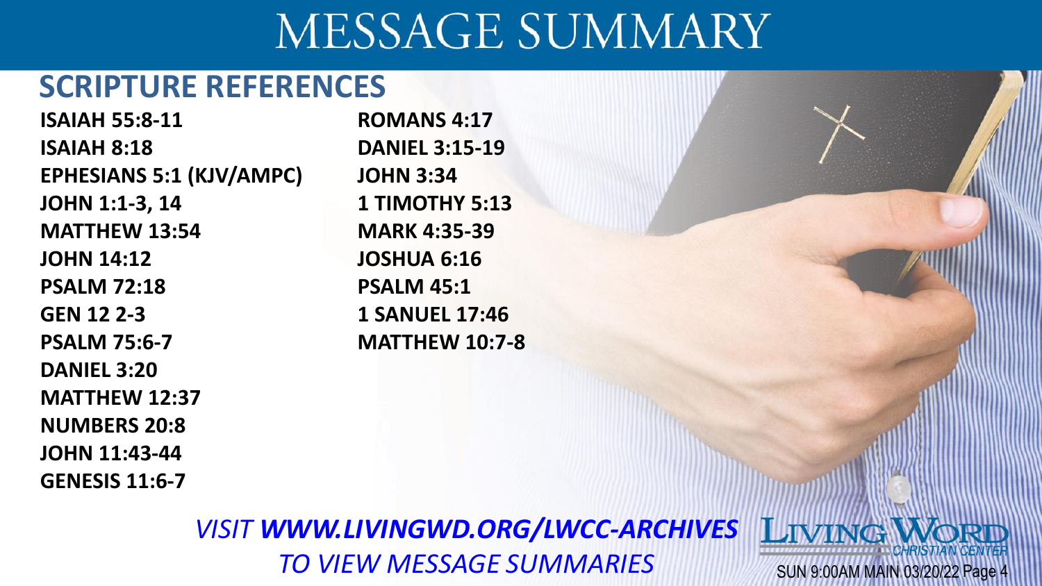# MESSAGE SUMMARY

## SCRIPTURE REFERENCES

**ISAIAH 55:8-11**
**ISAIAH 8:18**
**EPHESIANS 5:1 (KJV/AMPC)**
**JOHN 1:1-3, 14**
**MATTHEW 13:54**
**JOHN 14:12**
**PSALM 72:18**
**GEN 12 2-3**
**PSALM 75:6-7**
**DANIEL 3:20**
**MATTHEW 12:37**
**NUMBERS 20:8**
**JOHN 11:43-44**
**GENESIS 11:6-7**
**ROMANS 4:17**
**DANIEL 3:15-19**
**JOHN 3:34**
**1 TIMOTHY 5:13**
**MARK 4:35-39**
**JOSHUA 6:16**
**PSALM 45:1**
**1 SANUEL 17:46**
**MATTHEW 10:7-8**

*VISIT **WWW.LIVINGWD.ORG/LWCC-ARCHIVES** TO VIEW MESSAGE SUMMARIES*

LIVING WORD CHRISTIAN CENTER

SUN 9:00AM MAIN 03/20/22